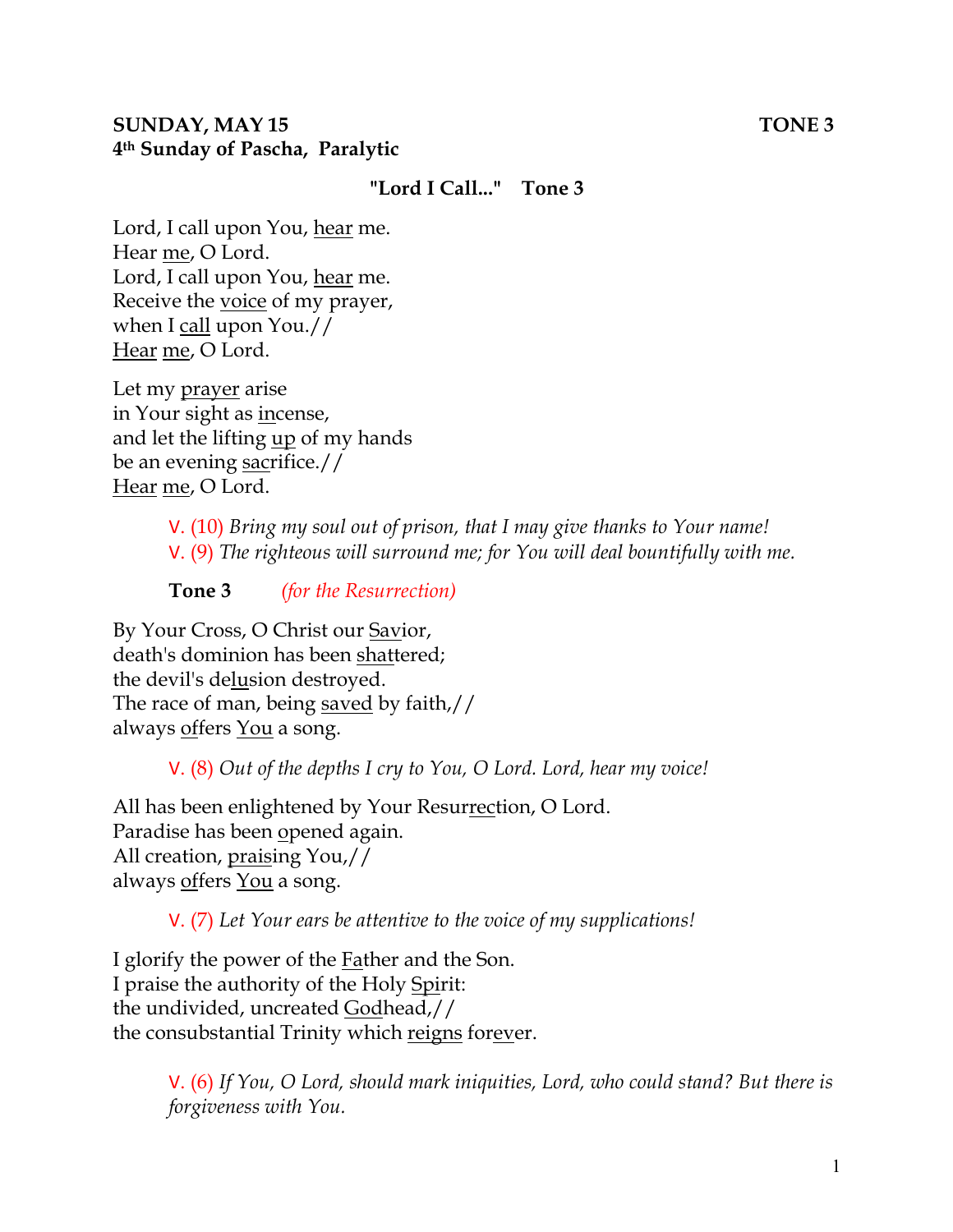**SUNDAY, MAY 15** **TONE 3**
**4th Sunday of Pascha, Paralytic**

**"Lord I Call..." Tone 3**

Lord, I call upon You, hear me.
Hear me, O Lord.
Lord, I call upon You, hear me.
Receive the voice of my prayer,
when I call upon You.//
Hear me, O Lord.

Let my prayer arise
in Your sight as incense,
and let the lifting up of my hands
be an evening sacrifice.//
Hear me, O Lord.

V. (10) *Bring my soul out of prison, that I may give thanks to Your name!*
V. (9) *The righteous will surround me; for You will deal bountifully with me.*

**Tone 3** *(for the Resurrection)*

By Your Cross, O Christ our Savior,
death's dominion has been shattered;
the devil's delusion destroyed.
The race of man, being saved by faith,//
always offers You a song.

V. (8) *Out of the depths I cry to You, O Lord. Lord, hear my voice!*

All has been enlightened by Your Resurrection, O Lord.
Paradise has been opened again.
All creation, praising You,//
always offers You a song.

V. (7) *Let Your ears be attentive to the voice of my supplications!*

I glorify the power of the Father and the Son.
I praise the authority of the Holy Spirit:
the undivided, uncreated Godhead,//
the consubstantial Trinity which reigns forever.

V. (6) *If You, O Lord, should mark iniquities, Lord, who could stand? But there is forgiveness with You.*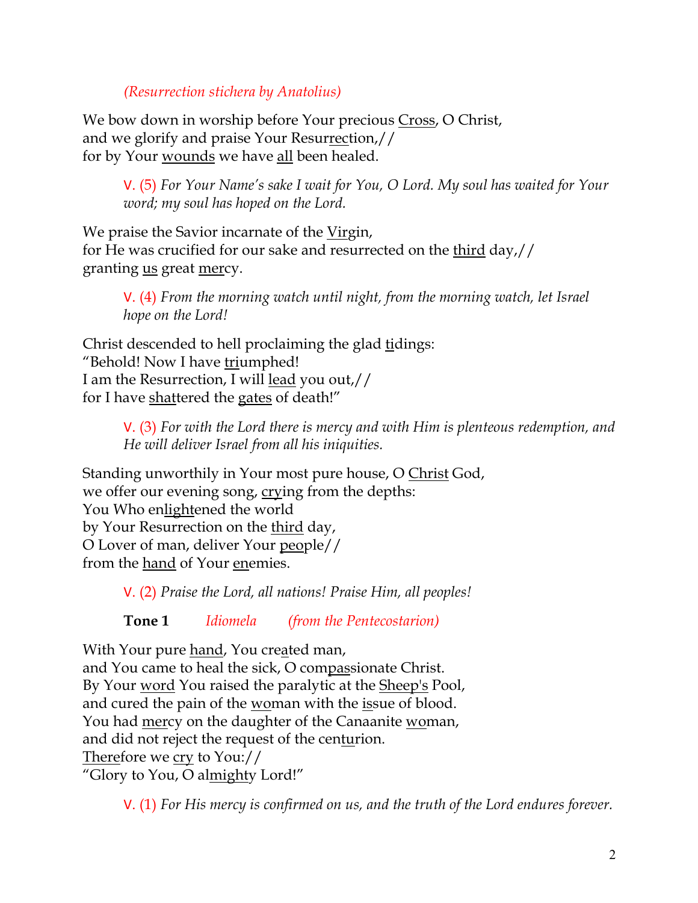*(Resurrection stichera by Anatolius)*

We bow down in worship before Your precious <u>Cross</u>, O Christ,
and we glorify and praise Your Resur<u>rec</u>tion,//
for by Your <u>wounds</u> we have <u>all</u> been healed.

> V. (5) *For Your Name's sake I wait for You, O Lord. My soul has waited for Your word; my soul has hoped on the Lord.*

We praise the Savior incarnate of the <u>Virgin</u>,
for He was crucified for our sake and resurrected on the <u>third</u> day,//
granting <u>us</u> great <u>mer</u>cy.

> V. (4) *From the morning watch until night, from the morning watch, let Israel hope on the Lord!*

Christ descended to hell proclaiming the glad <u>ti</u>dings:
"Behold! Now I have <u>tri</u>umphed!
I am the Resurrection, I will <u>lead</u> you out,//
for I have <u>shat</u>tered the <u>gates</u> of death!"

> V. (3) *For with the Lord there is mercy and with Him is plenteous redemption, and He will deliver Israel from all his iniquities.*

Standing unworthily in Your most pure house, O <u>Christ</u> God,
we offer our evening song, <u>cry</u>ing from the depths:
You Who en<u>light</u>ened the world
by Your Resurrection on the <u>third</u> day,
O Lover of man, deliver Your <u>peo</u>ple//
from the <u>hand</u> of Your <u>en</u>emies.

> V. (2) *Praise the Lord, all nations! Praise Him, all peoples!*

> **Tone 1** *Idiomela* *(from the Pentecostarion)*

With Your pure <u>hand</u>, You cre<u>a</u>ted man,
and You came to heal the sick, O com<u>pas</u>sionate Christ.
By Your <u>word</u> You raised the paralytic at the <u>Sheep's</u> Pool,
and cured the pain of the <u>wo</u>man with the <u>is</u>sue of blood.
You had <u>mer</u>cy on the daughter of the Canaanite <u>wo</u>man,
and did not reject the request of the cen<u>tu</u>rion.
<u>There</u>fore we <u>cry</u> to You://
"Glory to You, O al<u>might</u>y Lord!"

> V. (1) *For His mercy is confirmed on us, and the truth of the Lord endures forever.*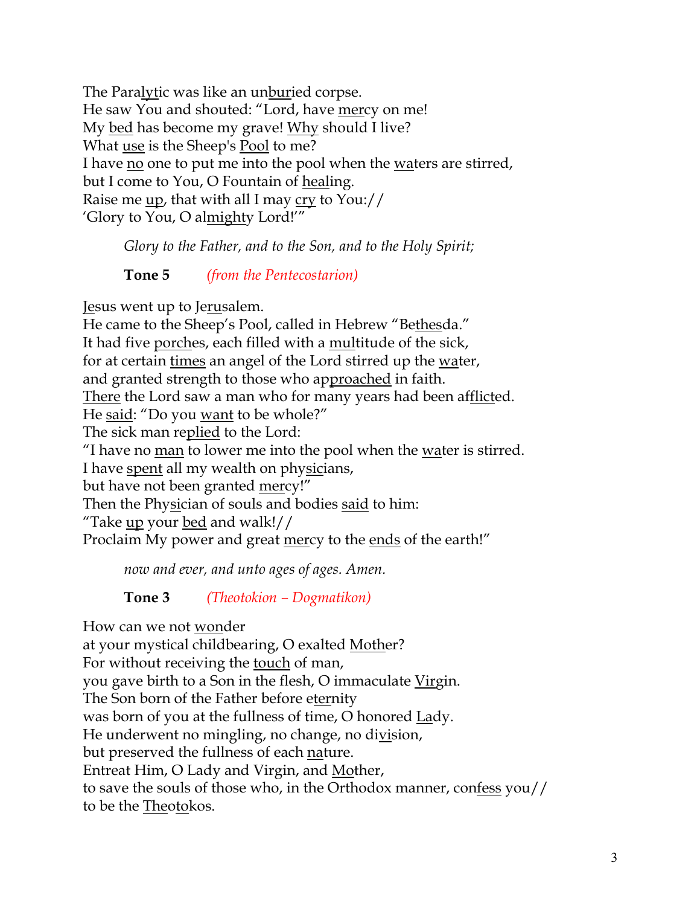The Paralytic was like an unburied corpse.
He saw You and shouted: "Lord, have mercy on me!
My bed has become my grave! Why should I live?
What use is the Sheep's Pool to me?
I have no one to put me into the pool when the waters are stirred,
but I come to You, O Fountain of healing.
Raise me up, that with all I may cry to You://
'Glory to You, O almighty Lord!'"

*Glory to the Father, and to the Son, and to the Holy Spirit;*

**Tone 5** *(from the Pentecostarion)*

Jesus went up to Jerusalem.
He came to the Sheep's Pool, called in Hebrew "Bethesda."
It had five porches, each filled with a multitude of the sick,
for at certain times an angel of the Lord stirred up the water,
and granted strength to those who approached in faith.
There the Lord saw a man who for many years had been afflicted.
He said: "Do you want to be whole?"
The sick man replied to the Lord:
"I have no man to lower me into the pool when the water is stirred.
I have spent all my wealth on physicians,
but have not been granted mercy!"
Then the Physician of souls and bodies said to him:
"Take up your bed and walk!//
Proclaim My power and great mercy to the ends of the earth!"

*now and ever, and unto ages of ages. Amen.*

**Tone 3** *(Theotokion – Dogmatikon)*

How can we not wonder
at your mystical childbearing, O exalted Mother?
For without receiving the touch of man,
you gave birth to a Son in the flesh, O immaculate Virgin.
The Son born of the Father before eternity
was born of you at the fullness of time, O honored Lady.
He underwent no mingling, no change, no division,
but preserved the fullness of each nature.
Entreat Him, O Lady and Virgin, and Mother,
to save the souls of those who, in the Orthodox manner, confess you//
to be the Theotokos.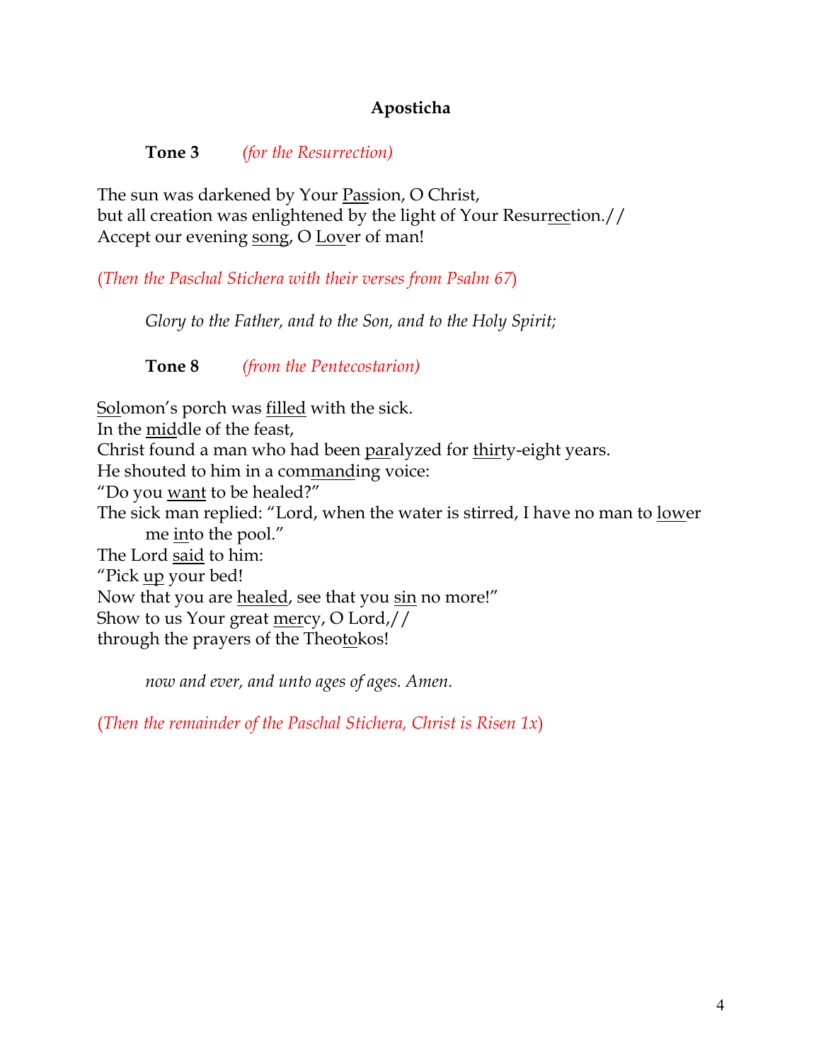**Aposticha**

**Tone 3** *(for the Resurrection)*

The sun was darkened by Your Passion, O Christ,
but all creation was enlightened by the light of Your Resurrection.//
Accept our evening song, O Lover of man!

(*Then the Paschal Stichera with their verses from Psalm 67*)

*Glory to the Father, and to the Son, and to the Holy Spirit;*

**Tone 8** *(from the Pentecostarion)*

Solomon's porch was filled with the sick.
In the middle of the feast,
Christ found a man who had been paralyzed for thirty-eight years.
He shouted to him in a commanding voice:
"Do you want to be healed?"
The sick man replied: "Lord, when the water is stirred, I have no man to lower me into the pool."
The Lord said to him:
"Pick up your bed!
Now that you are healed, see that you sin no more!"
Show to us Your great mercy, O Lord,//
through the prayers of the Theotokos!

*now and ever, and unto ages of ages. Amen.*

(*Then the remainder of the Paschal Stichera, Christ is Risen 1x*)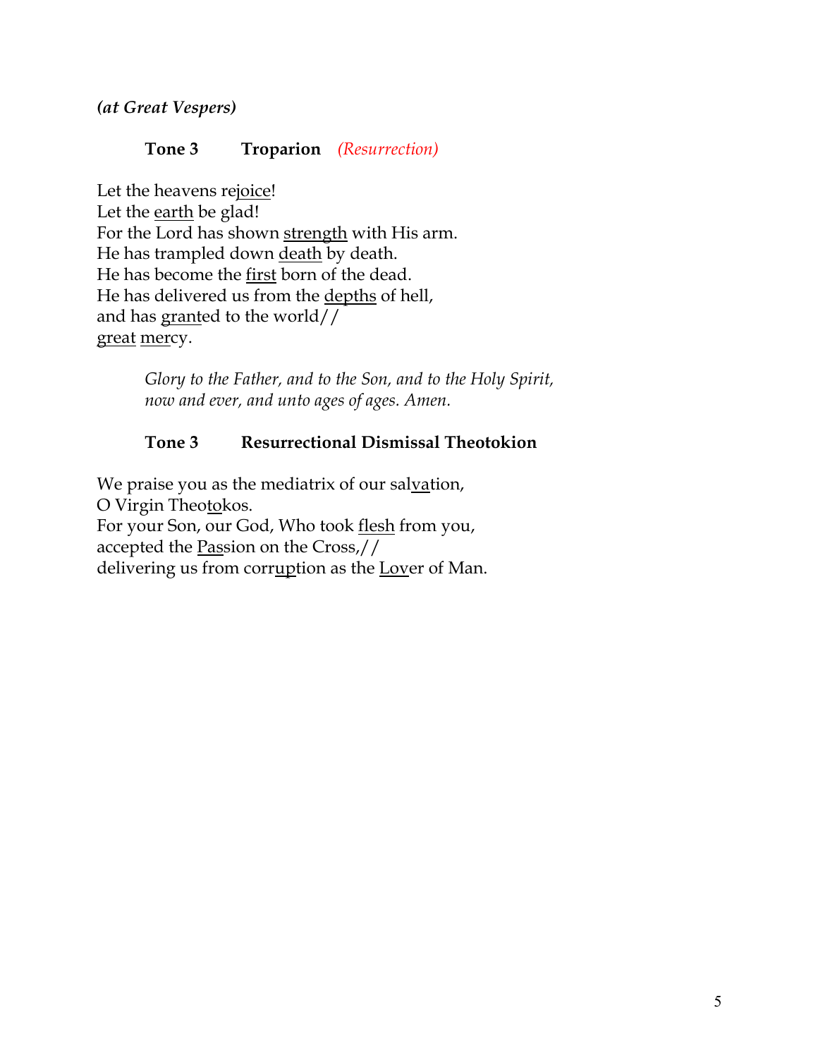***(at Great Vespers)***

**Tone 3 Troparion** *(Resurrection)*

Let the heavens re<u>joice</u>!
Let the <u>earth</u> be glad!
For the Lord has shown <u>strength</u> with His arm.
He has trampled down <u>death</u> by death.
He has become the <u>first</u> born of the dead.
He has delivered us from the <u>depths</u> of hell,
and has <u>grant</u>ed to the world//
<u>great</u> <u>mer</u>cy.

> *Glory to the Father, and to the Son, and to the Holy Spirit,*
> *now and ever, and unto ages of ages. Amen.*

**Tone 3 Resurrectional Dismissal Theotokion**

We praise you as the mediatrix of our sal<u>va</u>tion,
O Virgin Theo<u>to</u>kos.
For your Son, our God, Who took <u>flesh</u> from you,
accepted the <u>Pas</u>sion on the Cross,//
delivering us from corr<u>up</u>tion as the <u>Lov</u>er of Man.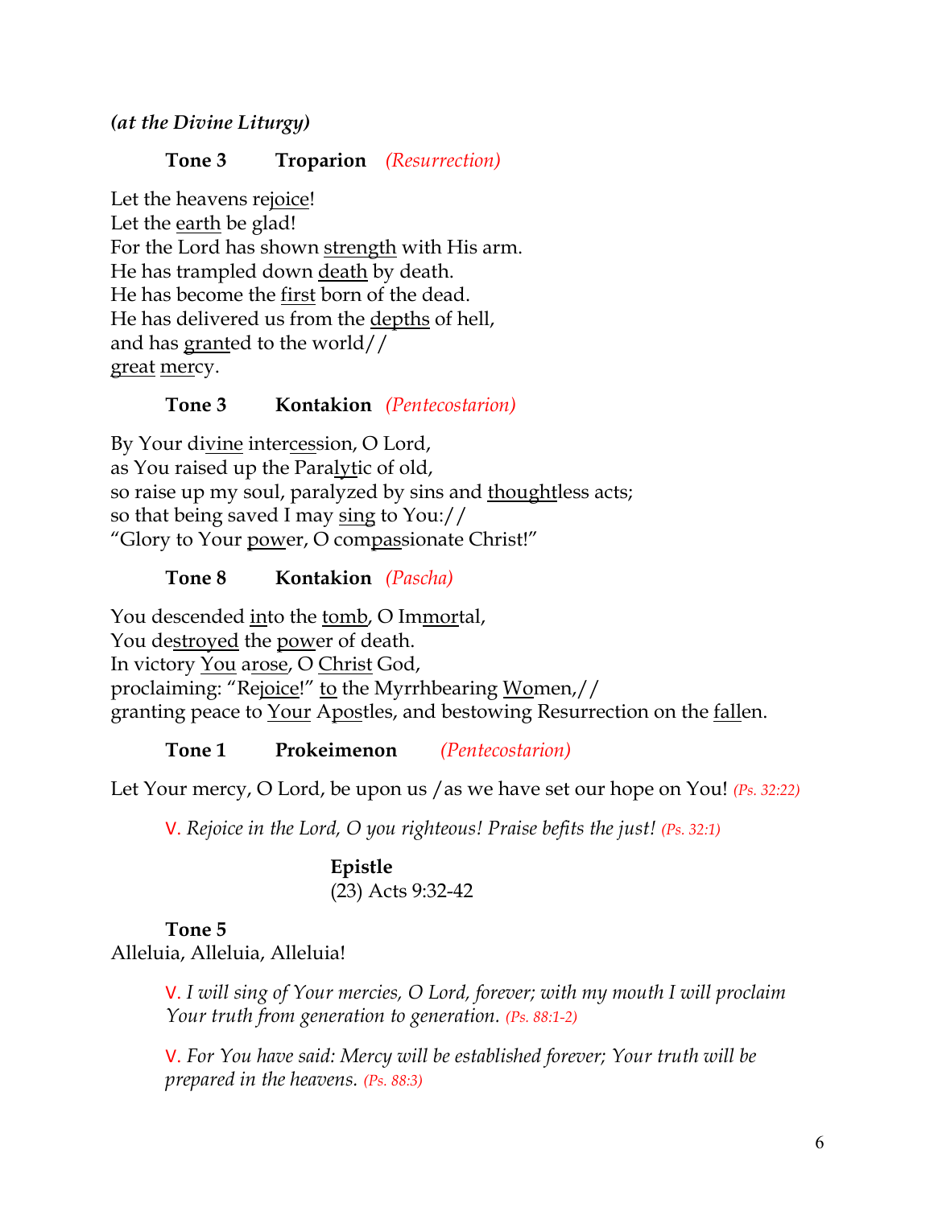***(at the Divine Liturgy)***

**Tone 3 Troparion** *(Resurrection)*

Let the heavens rejoice!
Let the earth be glad!
For the Lord has shown strength with His arm.
He has trampled down death by death.
He has become the first born of the dead.
He has delivered us from the depths of hell,
and has granted to the world//
great mercy.

**Tone 3 Kontakion** *(Pentecostarion)*

By Your divine intercession, O Lord,
as You raised up the Paralytic of old,
so raise up my soul, paralyzed by sins and thoughtless acts;
so that being saved I may sing to You://
"Glory to Your power, O compassionate Christ!"

**Tone 8 Kontakion** *(Pascha)*

You descended into the tomb, O Immortal,
You destroyed the power of death.
In victory You arose, O Christ God,
proclaiming: "Rejoice!" to the Myrrhbearing Women,//
granting peace to Your Apostles, and bestowing Resurrection on the fallen.

**Tone 1 Prokeimenon** *(Pentecostarion)*

Let Your mercy, O Lord, be upon us /as we have set our hope on You! *(Ps. 32:22)*

V. *Rejoice in the Lord, O you righteous! Praise befits the just! (Ps. 32:1)*

**Epistle**
(23) Acts 9:32-42

**Tone 5**
Alleluia, Alleluia, Alleluia!

V. *I will sing of Your mercies, O Lord, forever; with my mouth I will proclaim Your truth from generation to generation. (Ps. 88:1-2)*

V. *For You have said: Mercy will be established forever; Your truth will be prepared in the heavens. (Ps. 88:3)*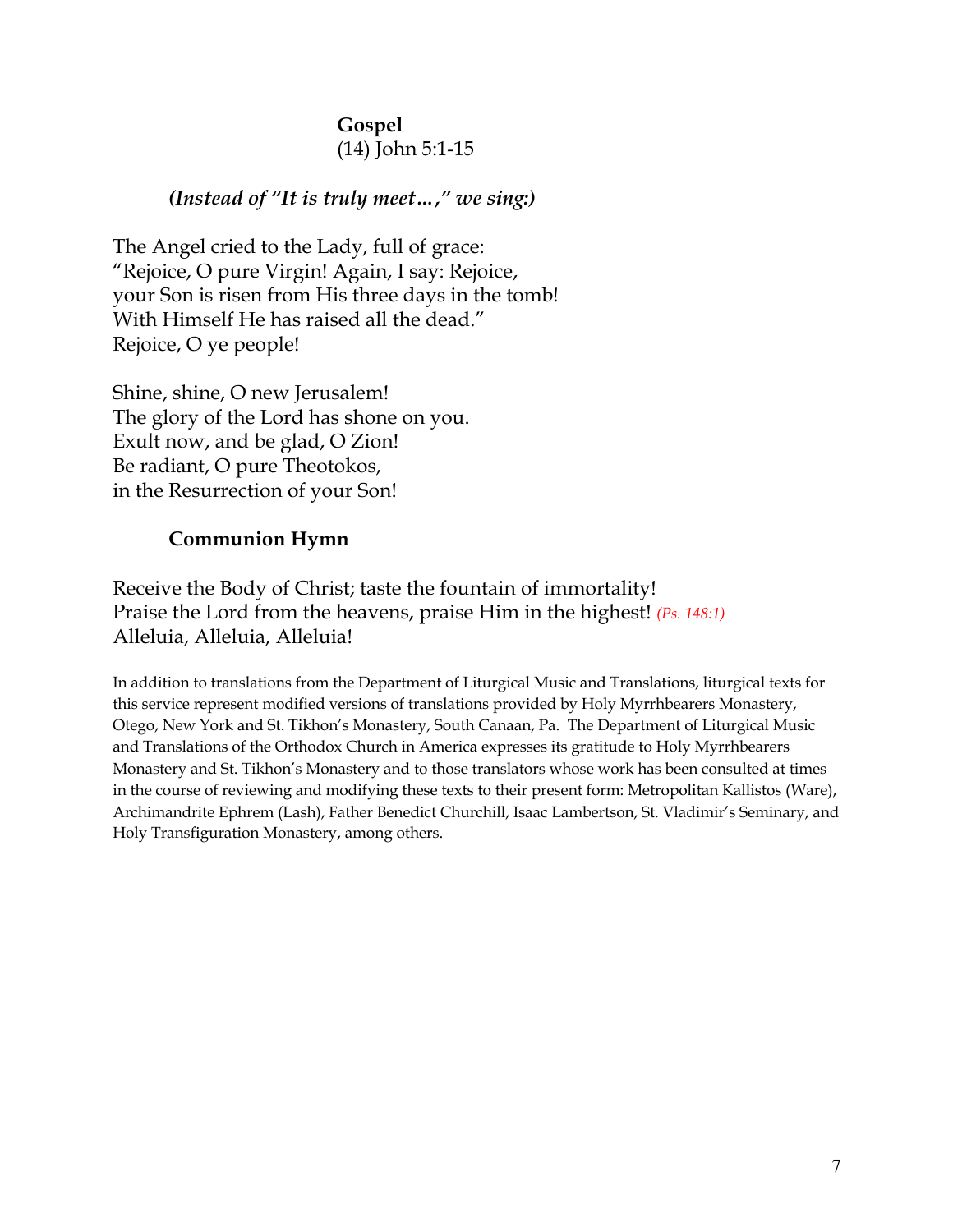**Gospel**
(14) John 5:1-15

***(Instead of "It is truly meet…," we sing:)***

The Angel cried to the Lady, full of grace:
"Rejoice, O pure Virgin! Again, I say: Rejoice,
your Son is risen from His three days in the tomb!
With Himself He has raised all the dead."
Rejoice, O ye people!

Shine, shine, O new Jerusalem!
The glory of the Lord has shone on you.
Exult now, and be glad, O Zion!
Be radiant, O pure Theotokos,
in the Resurrection of your Son!

**Communion Hymn**

Receive the Body of Christ; taste the fountain of immortality!
Praise the Lord from the heavens, praise Him in the highest! *(Ps. 148:1)*
Alleluia, Alleluia, Alleluia!

In addition to translations from the Department of Liturgical Music and Translations, liturgical texts for this service represent modified versions of translations provided by Holy Myrrhbearers Monastery, Otego, New York and St. Tikhon's Monastery, South Canaan, Pa. The Department of Liturgical Music and Translations of the Orthodox Church in America expresses its gratitude to Holy Myrrhbearers Monastery and St. Tikhon's Monastery and to those translators whose work has been consulted at times in the course of reviewing and modifying these texts to their present form: Metropolitan Kallistos (Ware), Archimandrite Ephrem (Lash), Father Benedict Churchill, Isaac Lambertson, St. Vladimir's Seminary, and Holy Transfiguration Monastery, among others.